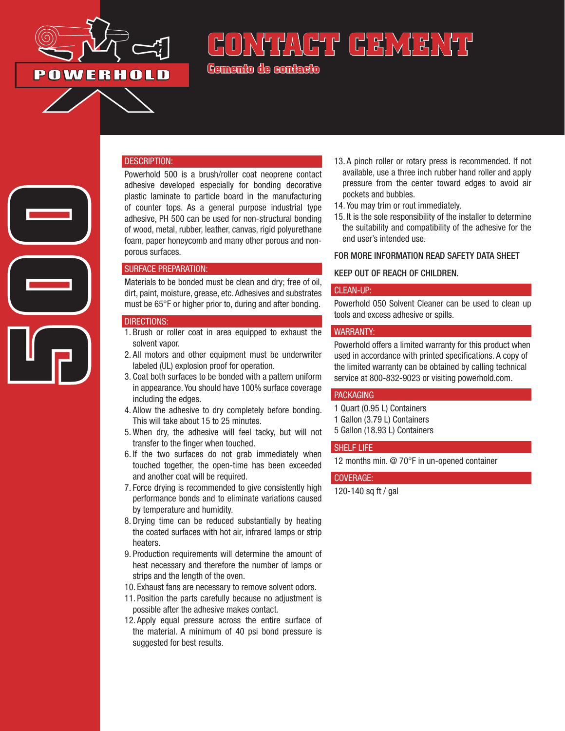POWERHOLD

# CONTACT CEMENT

## Cemento de contacto

500

## DESCRIPTION:

Powerhold 500 is a brush/roller coat neoprene contact adhesive developed especially for bonding decorative plastic laminate to particle board in the manufacturing of counter tops. As a general purpose industrial type adhesive, PH 500 can be used for non-structural bonding of wood, metal, rubber, leather, canvas, rigid polyurethane foam, paper honeycomb and many other porous and non-porous surfaces.

## SURFACE PREPARATION:

Materials to be bonded must be clean and dry; free of oil, dirt, paint, moisture, grease, etc. Adhesives and substrates must be 65°F or higher prior to, during and after bonding.

## DIRECTIONS:

1. Brush or roller coat in area equipped to exhaust the solvent vapor.
2. All motors and other equipment must be underwriter labeled (UL) explosion proof for operation.
3. Coat both surfaces to be bonded with a pattern uniform in appearance. You should have 100% surface coverage including the edges.
4. Allow the adhesive to dry completely before bonding. This will take about 15 to 25 minutes.
5. When dry, the adhesive will feel tacky, but will not transfer to the finger when touched.
6. If the two surfaces do not grab immediately when touched together, the open-time has been exceeded and another coat will be required.
7. Force drying is recommended to give consistently high performance bonds and to eliminate variations caused by temperature and humidity.
8. Drying time can be reduced substantially by heating the coated surfaces with hot air, infrared lamps or strip heaters.
9. Production requirements will determine the amount of heat necessary and therefore the number of lamps or strips and the length of the oven.
10. Exhaust fans are necessary to remove solvent odors.
11. Position the parts carefully because no adjustment is possible after the adhesive makes contact.
12. Apply equal pressure across the entire surface of the material. A minimum of 40 psi bond pressure is suggested for best results.
13. A pinch roller or rotary press is recommended. If not available, use a three inch rubber hand roller and apply pressure from the center toward edges to avoid air pockets and bubbles.
14. You may trim or rout immediately.
15. It is the sole responsibility of the installer to determine the suitability and compatibility of the adhesive for the end user's intended use.

FOR MORE INFORMATION READ SAFETY DATA SHEET

KEEP OUT OF REACH OF CHILDREN.

## CLEAN-UP:

Powerhold 050 Solvent Cleaner can be used to clean up tools and excess adhesive or spills.

## WARRANTY:

Powerhold offers a limited warranty for this product when used in accordance with printed specifications. A copy of the limited warranty can be obtained by calling technical service at 800-832-9023 or visiting powerhold.com.

## PACKAGING

1 Quart (0.95 L) Containers
1 Gallon (3.79 L) Containers
5 Gallon (18.93 L) Containers

## SHELF LIFE

12 months min. @ 70°F in un-opened container

## COVERAGE:

120-140 sq ft / gal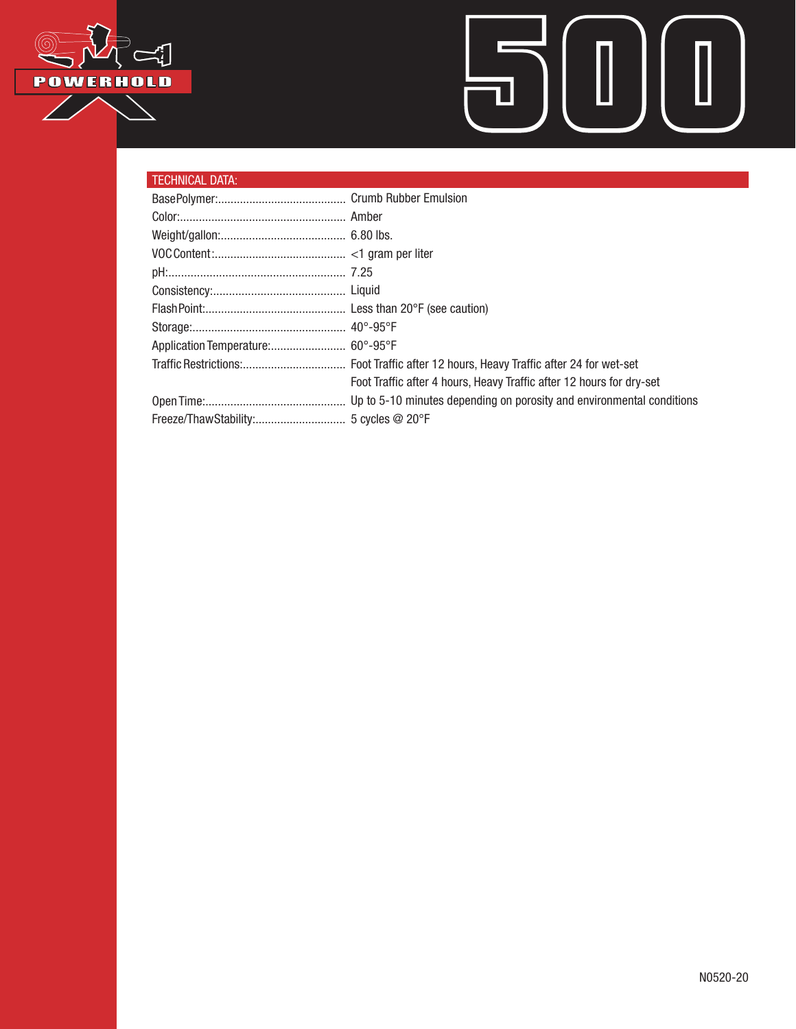# 500

## TECHNICAL DATA:

| | |
|---|---|
| Base Polymer: | Crumb Rubber Emulsion |
| Color: | Amber |
| Weight/gallon: | 6.80 lbs. |
| VOC Content: | <1 gram per liter |
| pH: | 7.25 |
| Consistency: | Liquid |
| Flash Point: | Less than 20°F (see caution) |
| Storage: | 40°-95°F |
| Application Temperature: | 60°-95°F |
| Traffic Restrictions: | Foot Traffic after 12 hours, Heavy Traffic after 24 for wet-set<br>Foot Traffic after 4 hours, Heavy Traffic after 12 hours for dry-set |
| Open Time: | Up to 5-10 minutes depending on porosity and environmental conditions |
| Freeze/Thaw Stability: | 5 cycles @ 20°F |

N0520-20